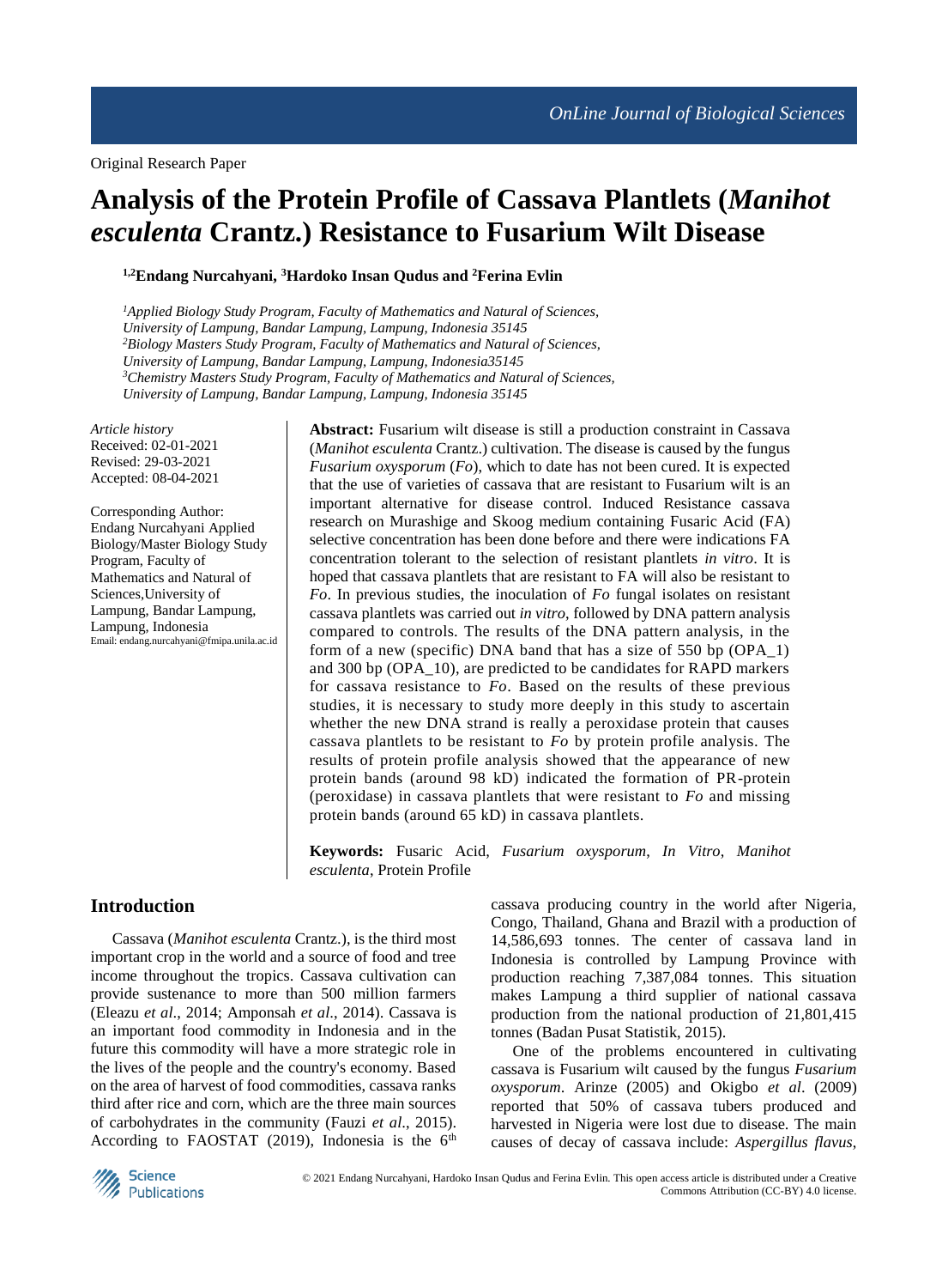Original Research Paper

# Analysis of the Protein Profile of Cassava Plantlets (*Manihot esculenta* Crantz.) Resistance to Fusarium Wilt Disease

**[1,2]Endang Nurcahyani, [3]Hardoko Insan Qudus and [2]Ferina Evlin**

*[1]Applied Biology Study Program, Faculty of Mathematics and Natural of Sciences, University of Lampung, Bandar Lampung, Lampung, Indonesia 35145*
*[2]Biology Masters Study Program, Faculty of Mathematics and Natural of Sciences, University of Lampung, Bandar Lampung, Lampung, Indonesia35145*
*[3]Chemistry Masters Study Program, Faculty of Mathematics and Natural of Sciences, University of Lampung, Bandar Lampung, Lampung, Indonesia 35145*

*Article history*
Received: 02-01-2021
Revised: 29-03-2021
Accepted: 08-04-2021

Corresponding Author:
Endang Nurcahyani Applied Biology/Master Biology Study Program, Faculty of Mathematics and Natural of Sciences,University of Lampung, Bandar Lampung, Lampung, Indonesia
Email: endang.nurcahyani@fmipa.unila.ac.id

**Abstract:** Fusarium wilt disease is still a production constraint in Cassava (*Manihot esculenta* Crantz.) cultivation. The disease is caused by the fungus *Fusarium oxysporum* (*Fo*), which to date has not been cured. It is expected that the use of varieties of cassava that are resistant to Fusarium wilt is an important alternative for disease control. Induced Resistance cassava research on Murashige and Skoog medium containing Fusaric Acid (FA) selective concentration has been done before and there were indications FA concentration tolerant to the selection of resistant plantlets *in vitro*. It is hoped that cassava plantlets that are resistant to FA will also be resistant to *Fo*. In previous studies, the inoculation of *Fo* fungal isolates on resistant cassava plantlets was carried out *in vitro*, followed by DNA pattern analysis compared to controls. The results of the DNA pattern analysis, in the form of a new (specific) DNA band that has a size of 550 bp (OPA_1) and 300 bp (OPA_10), are predicted to be candidates for RAPD markers for cassava resistance to *Fo*. Based on the results of these previous studies, it is necessary to study more deeply in this study to ascertain whether the new DNA strand is really a peroxidase protein that causes cassava plantlets to be resistant to *Fo* by protein profile analysis. The results of protein profile analysis showed that the appearance of new protein bands (around 98 kD) indicated the formation of PR-protein (peroxidase) in cassava plantlets that were resistant to *Fo* and missing protein bands (around 65 kD) in cassava plantlets.

**Keywords:** Fusaric Acid, *Fusarium oxysporum*, *In Vitro*, *Manihot esculenta*, Protein Profile

## Introduction

Cassava (*Manihot esculenta* Crantz.), is the third most important crop in the world and a source of food and tree income throughout the tropics. Cassava cultivation can provide sustenance to more than 500 million farmers (Eleazu *et al*., 2014; Amponsah *et al*., 2014). Cassava is an important food commodity in Indonesia and in the future this commodity will have a more strategic role in the lives of the people and the country's economy. Based on the area of harvest of food commodities, cassava ranks third after rice and corn, which are the three main sources of carbohydrates in the community (Fauzi *et al*., 2015). According to FAOSTAT (2019), Indonesia is the 6th cassava producing country in the world after Nigeria, Congo, Thailand, Ghana and Brazil with a production of 14,586,693 tonnes. The center of cassava land in Indonesia is controlled by Lampung Province with production reaching 7,387,084 tonnes. This situation makes Lampung a third supplier of national cassava production from the national production of 21,801,415 tonnes (Badan Pusat Statistik, 2015).

One of the problems encountered in cultivating cassava is Fusarium wilt caused by the fungus *Fusarium oxysporum*. Arinze (2005) and Okigbo *et al*. (2009) reported that 50% of cassava tubers produced and harvested in Nigeria were lost due to disease. The main causes of decay of cassava include: *Aspergillus flavus*,

© 2021 Endang Nurcahyani, Hardoko Insan Qudus and Ferina Evlin. This open access article is distributed under a Creative Commons Attribution (CC-BY) 4.0 license.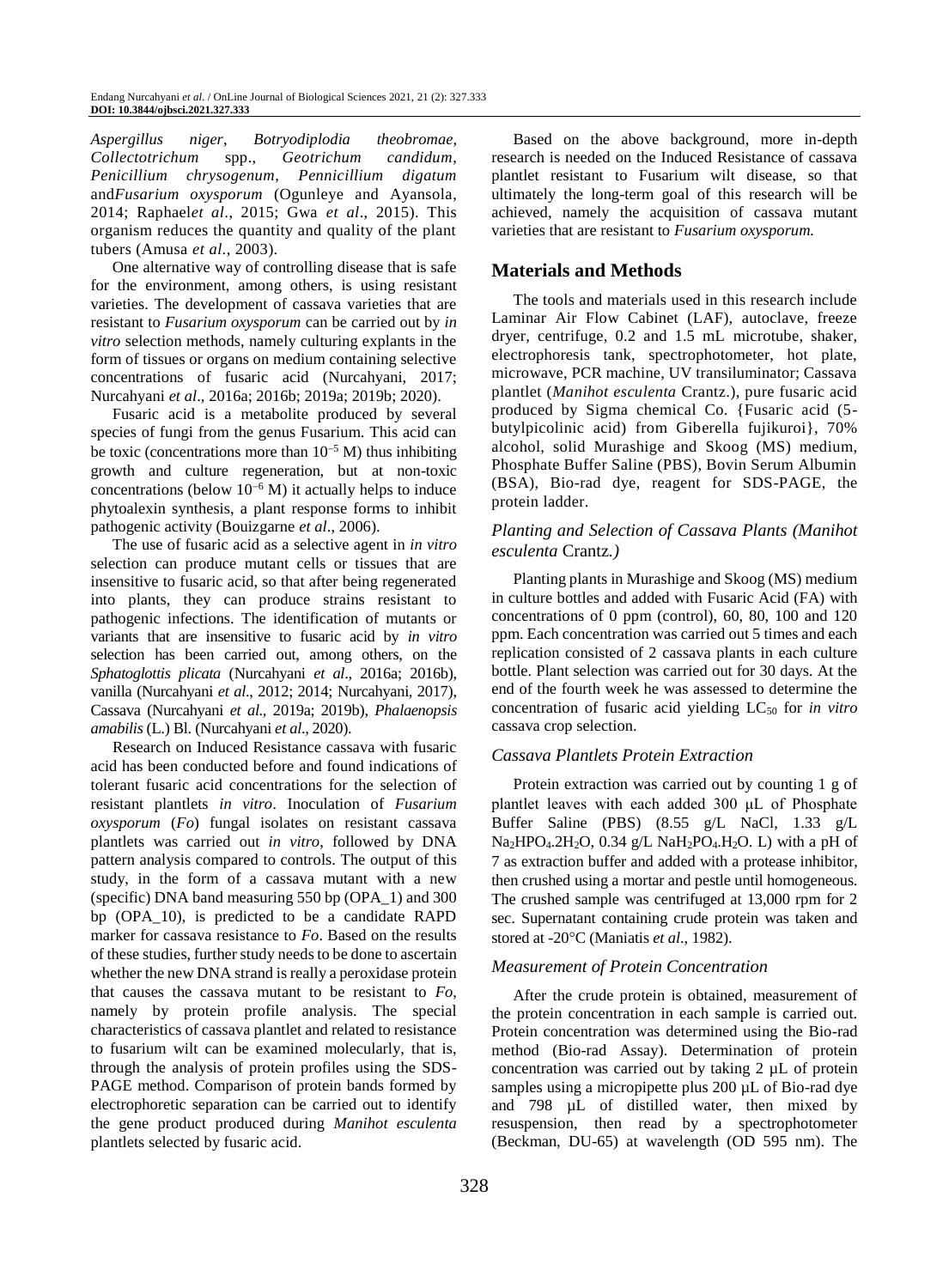*Aspergillus niger*, *Botryodiplodia theobromae*, *Collectotrichum* spp., *Geotrichum candidum*, *Penicillium chrysogenum*, *Pennicillium digatum* and*Fusarium oxysporum* (Ogunleye and Ayansola, 2014; Raphael*et al*., 2015; Gwa *et al*., 2015). This organism reduces the quantity and quality of the plant tubers (Amusa *et al*., 2003).

One alternative way of controlling disease that is safe for the environment, among others, is using resistant varieties. The development of cassava varieties that are resistant to *Fusarium oxysporum* can be carried out by *in vitro* selection methods, namely culturing explants in the form of tissues or organs on medium containing selective concentrations of fusaric acid (Nurcahyani, 2017; Nurcahyani *et al*., 2016a; 2016b; 2019a; 2019b; 2020).

Fusaric acid is a metabolite produced by several species of fungi from the genus Fusarium. This acid can be toxic (concentrations more than $10^{-5}$ M) thus inhibiting growth and culture regeneration, but at non-toxic concentrations (below $10^{-6}$ M) it actually helps to induce phytoalexin synthesis, a plant response forms to inhibit pathogenic activity (Bouizgarne *et al*., 2006).

The use of fusaric acid as a selective agent in *in vitro* selection can produce mutant cells or tissues that are insensitive to fusaric acid, so that after being regenerated into plants, they can produce strains resistant to pathogenic infections. The identification of mutants or variants that are insensitive to fusaric acid by *in vitro* selection has been carried out, among others, on the *Sphatoglottis plicata* (Nurcahyani *et al*., 2016a; 2016b), vanilla (Nurcahyani *et al*., 2012; 2014; Nurcahyani, 2017), Cassava (Nurcahyani *et al*., 2019a; 2019b), *Phalaenopsis amabilis* (L.) Bl. (Nurcahyani *et al*., 2020).

Research on Induced Resistance cassava with fusaric acid has been conducted before and found indications of tolerant fusaric acid concentrations for the selection of resistant plantlets *in vitro*. Inoculation of *Fusarium oxysporum* (*Fo*) fungal isolates on resistant cassava plantlets was carried out *in vitro*, followed by DNA pattern analysis compared to controls. The output of this study, in the form of a cassava mutant with a new (specific) DNA band measuring 550 bp (OPA_1) and 300 bp (OPA_10), is predicted to be a candidate RAPD marker for cassava resistance to *Fo*. Based on the results of these studies, further study needs to be done to ascertain whether the new DNA strand is really a peroxidase protein that causes the cassava mutant to be resistant to *Fo*, namely by protein profile analysis. The special characteristics of cassava plantlet and related to resistance to fusarium wilt can be examined molecularly, that is, through the analysis of protein profiles using the SDS-PAGE method. Comparison of protein bands formed by electrophoretic separation can be carried out to identify the gene product produced during *Manihot esculenta* plantlets selected by fusaric acid.

Based on the above background, more in-depth research is needed on the Induced Resistance of cassava plantlet resistant to Fusarium wilt disease, so that ultimately the long-term goal of this research will be achieved, namely the acquisition of cassava mutant varieties that are resistant to *Fusarium oxysporum.*

## Materials and Methods

The tools and materials used in this research include Laminar Air Flow Cabinet (LAF), autoclave, freeze dryer, centrifuge, 0.2 and 1.5 mL microtube, shaker, electrophoresis tank, spectrophotometer, hot plate, microwave, PCR machine, UV transiluminator; Cassava plantlet (*Manihot esculenta* Crantz.), pure fusaric acid produced by Sigma chemical Co. {Fusaric acid (5-butylpicolinic acid) from Giberella fujikuroi}, 70% alcohol, solid Murashige and Skoog (MS) medium, Phosphate Buffer Saline (PBS), Bovin Serum Albumin (BSA), Bio-rad dye, reagent for SDS-PAGE, the protein ladder.

### *Planting and Selection of Cassava Plants (Manihot esculenta* Crantz*.)*

Planting plants in Murashige and Skoog (MS) medium in culture bottles and added with Fusaric Acid (FA) with concentrations of 0 ppm (control), 60, 80, 100 and 120 ppm. Each concentration was carried out 5 times and each replication consisted of 2 cassava plants in each culture bottle. Plant selection was carried out for 30 days. At the end of the fourth week he was assessed to determine the concentration of fusaric acid yielding $LC_{50}$ for *in vitro* cassava crop selection.

### *Cassava Plantlets Protein Extraction*

Protein extraction was carried out by counting 1 g of plantlet leaves with each added 300 μL of Phosphate Buffer Saline (PBS) (8.55 g/L NaCl, 1.33 g/L $Na_2HPO_4.2H_2O$, 0.34 g/L $NaH_2PO_4.H_2O$. L) with a pH of 7 as extraction buffer and added with a protease inhibitor, then crushed using a mortar and pestle until homogeneous. The crushed sample was centrifuged at 13,000 rpm for 2 sec. Supernatant containing crude protein was taken and stored at -20°C (Maniatis *et al*., 1982).

### *Measurement of Protein Concentration*

After the crude protein is obtained, measurement of the protein concentration in each sample is carried out. Protein concentration was determined using the Bio-rad method (Bio-rad Assay). Determination of protein concentration was carried out by taking 2 µL of protein samples using a micropipette plus 200 µL of Bio-rad dye and 798 µL of distilled water, then mixed by resuspension, then read by a spectrophotometer (Beckman, DU-65) at wavelength (OD 595 nm). The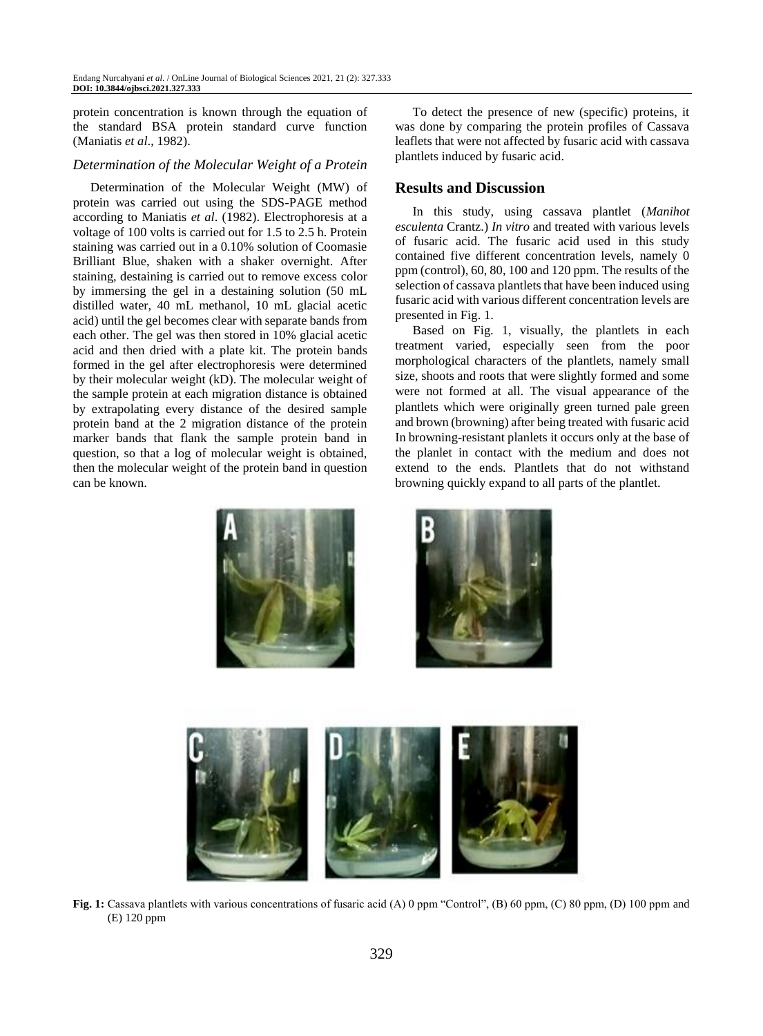protein concentration is known through the equation of the standard BSA protein standard curve function (Maniatis *et al*., 1982).

### *Determination of the Molecular Weight of a Protein*

Determination of the Molecular Weight (MW) of protein was carried out using the SDS-PAGE method according to Maniatis *et al*. (1982). Electrophoresis at a voltage of 100 volts is carried out for 1.5 to 2.5 h. Protein staining was carried out in a 0.10% solution of Coomasie Brilliant Blue, shaken with a shaker overnight. After staining, destaining is carried out to remove excess color by immersing the gel in a destaining solution (50 mL distilled water, 40 mL methanol, 10 mL glacial acetic acid) until the gel becomes clear with separate bands from each other. The gel was then stored in 10% glacial acetic acid and then dried with a plate kit. The protein bands formed in the gel after electrophoresis were determined by their molecular weight (kD). The molecular weight of the sample protein at each migration distance is obtained by extrapolating every distance of the desired sample protein band at the 2 migration distance of the protein marker bands that flank the sample protein band in question, so that a log of molecular weight is obtained, then the molecular weight of the protein band in question can be known.

To detect the presence of new (specific) proteins, it was done by comparing the protein profiles of Cassava leaflets that were not affected by fusaric acid with cassava plantlets induced by fusaric acid.

## Results and Discussion

In this study, using cassava plantlet (*Manihot esculenta* Crantz.) *In vitro* and treated with various levels of fusaric acid. The fusaric acid used in this study contained five different concentration levels, namely 0 ppm (control), 60, 80, 100 and 120 ppm. The results of the selection of cassava plantlets that have been induced using fusaric acid with various different concentration levels are presented in Fig. 1.

Based on Fig. 1, visually, the plantlets in each treatment varied, especially seen from the poor morphological characters of the plantlets, namely small size, shoots and roots that were slightly formed and some were not formed at all. The visual appearance of the plantlets which were originally green turned pale green and brown (browning) after being treated with fusaric acid In browning-resistant planlets it occurs only at the base of the planlet in contact with the medium and does not extend to the ends. Plantlets that do not withstand browning quickly expand to all parts of the plantlet.

**Fig. 1:** Cassava plantlets with various concentrations of fusaric acid (A) 0 ppm "Control", (B) 60 ppm, (C) 80 ppm, (D) 100 ppm and (E) 120 ppm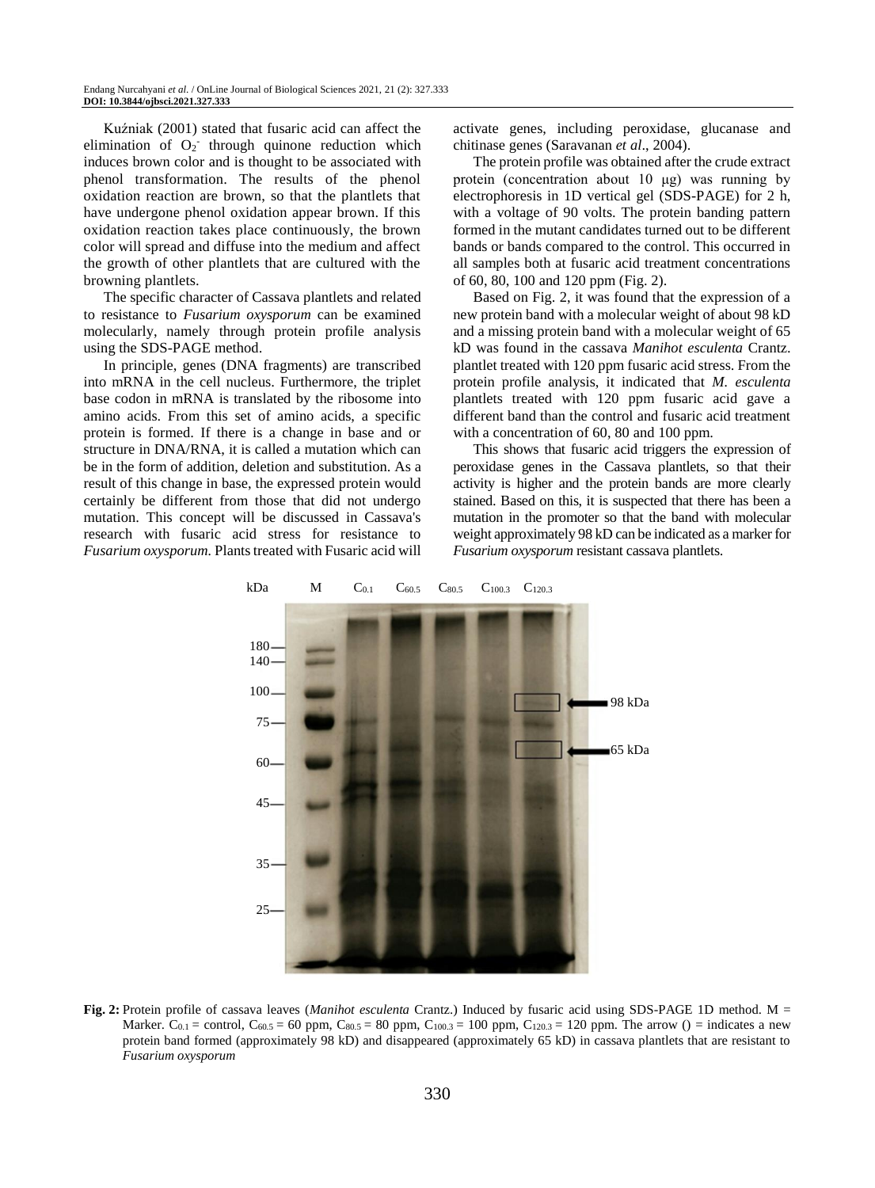Kuźniak (2001) stated that fusaric acid can affect the elimination of $O_2^-$ through quinone reduction which induces brown color and is thought to be associated with phenol transformation. The results of the phenol oxidation reaction are brown, so that the plantlets that have undergone phenol oxidation appear brown. If this oxidation reaction takes place continuously, the brown color will spread and diffuse into the medium and affect the growth of other plantlets that are cultured with the browning plantlets.

The specific character of Cassava plantlets and related to resistance to *Fusarium oxysporum* can be examined molecularly, namely through protein profile analysis using the SDS-PAGE method.

In principle, genes (DNA fragments) are transcribed into mRNA in the cell nucleus. Furthermore, the triplet base codon in mRNA is translated by the ribosome into amino acids. From this set of amino acids, a specific protein is formed. If there is a change in base and or structure in DNA/RNA, it is called a mutation which can be in the form of addition, deletion and substitution. As a result of this change in base, the expressed protein would certainly be different from those that did not undergo mutation. This concept will be discussed in Cassava's research with fusaric acid stress for resistance to *Fusarium oxysporum*. Plants treated with Fusaric acid will activate genes, including peroxidase, glucanase and chitinase genes (Saravanan *et al*., 2004).

The protein profile was obtained after the crude extract protein (concentration about 10 μg) was running by electrophoresis in 1D vertical gel (SDS-PAGE) for 2 h, with a voltage of 90 volts. The protein banding pattern formed in the mutant candidates turned out to be different bands or bands compared to the control. This occurred in all samples both at fusaric acid treatment concentrations of 60, 80, 100 and 120 ppm (Fig. 2).

Based on Fig. 2, it was found that the expression of a new protein band with a molecular weight of about 98 kD and a missing protein band with a molecular weight of 65 kD was found in the cassava *Manihot esculenta* Crantz. plantlet treated with 120 ppm fusaric acid stress. From the protein profile analysis, it indicated that *M. esculenta* plantlets treated with 120 ppm fusaric acid gave a different band than the control and fusaric acid treatment with a concentration of 60, 80 and 100 ppm.

This shows that fusaric acid triggers the expression of peroxidase genes in the Cassava plantlets, so that their activity is higher and the protein bands are more clearly stained. Based on this, it is suspected that there has been a mutation in the promoter so that the band with molecular weight approximately 98 kD can be indicated as a marker for *Fusarium oxysporum* resistant cassava plantlets.

kDa M $C_{0.1}$ $C_{60.5}$ $C_{80.5}$ $C_{100.3}$ $C_{120.3}$

180
140
100
75
60
45
35
25

98 kDa
65 kDa

**Fig. 2:** Protein profile of cassava leaves (*Manihot esculenta* Crantz.) Induced by fusaric acid using SDS-PAGE 1D method. M = Marker. $C_{0.1}$ = control, $C_{60.5}$ = 60 ppm, $C_{80.5}$ = 80 ppm, $C_{100.3}$ = 100 ppm, $C_{120.3}$ = 120 ppm. The arrow () = indicates a new protein band formed (approximately 98 kD) and disappeared (approximately 65 kD) in cassava plantlets that are resistant to *Fusarium oxysporum*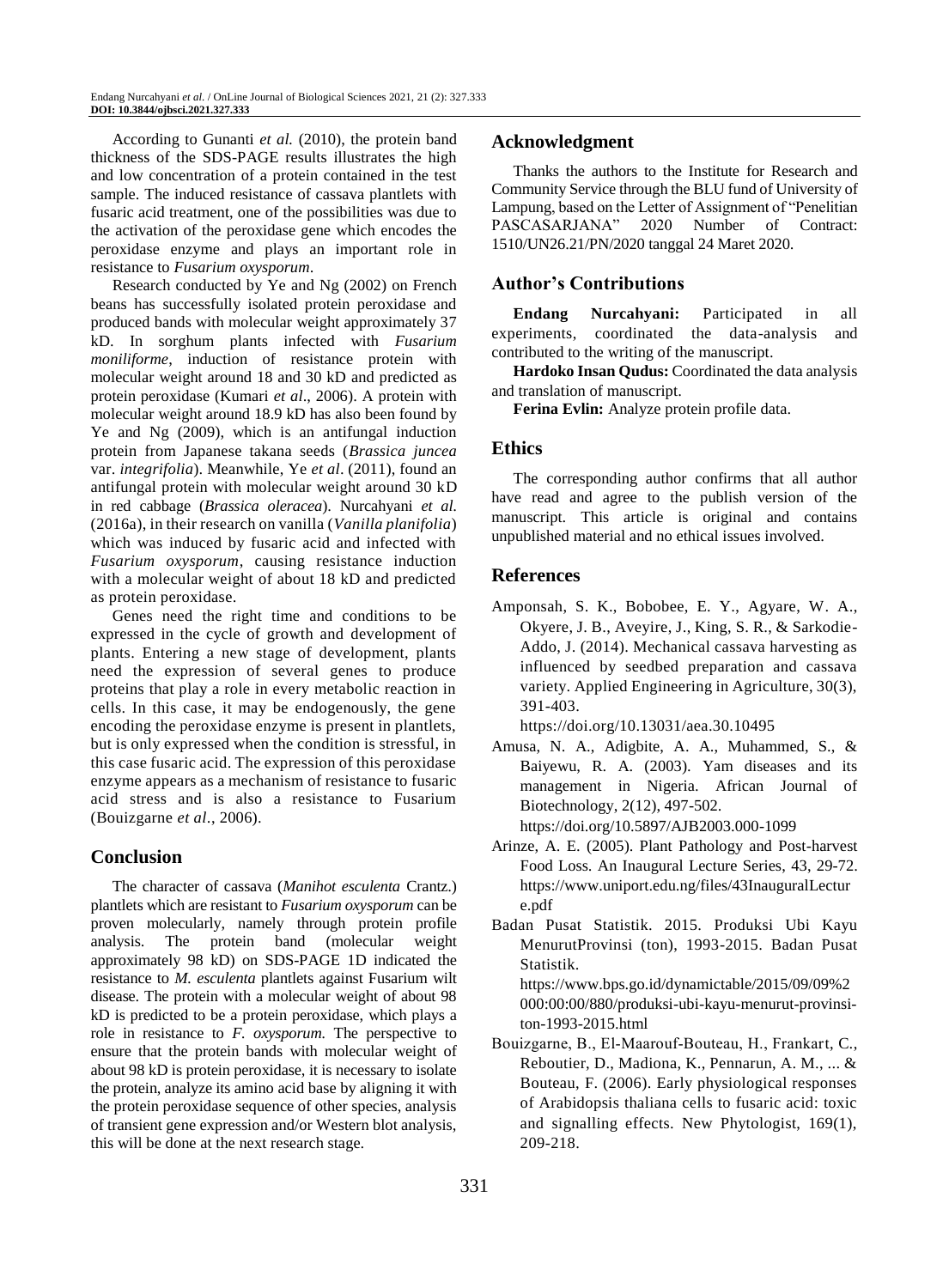According to Gunanti *et al.* (2010), the protein band thickness of the SDS-PAGE results illustrates the high and low concentration of a protein contained in the test sample. The induced resistance of cassava plantlets with fusaric acid treatment, one of the possibilities was due to the activation of the peroxidase gene which encodes the peroxidase enzyme and plays an important role in resistance to *Fusarium oxysporum*.

Research conducted by Ye and Ng (2002) on French beans has successfully isolated protein peroxidase and produced bands with molecular weight approximately 37 kD. In sorghum plants infected with *Fusarium moniliforme*, induction of resistance protein with molecular weight around 18 and 30 kD and predicted as protein peroxidase (Kumari *et al*., 2006). A protein with molecular weight around 18.9 kD has also been found by Ye and Ng (2009), which is an antifungal induction protein from Japanese takana seeds (*Brassica juncea* var. *integrifolia*). Meanwhile, Ye *et al*. (2011), found an antifungal protein with molecular weight around 30 kD in red cabbage (*Brassica oleracea*). Nurcahyani *et al.* (2016a), in their research on vanilla (*Vanilla planifolia*) which was induced by fusaric acid and infected with *Fusarium oxysporum*, causing resistance induction with a molecular weight of about 18 kD and predicted as protein peroxidase.

Genes need the right time and conditions to be expressed in the cycle of growth and development of plants. Entering a new stage of development, plants need the expression of several genes to produce proteins that play a role in every metabolic reaction in cells. In this case, it may be endogenously, the gene encoding the peroxidase enzyme is present in plantlets, but is only expressed when the condition is stressful, in this case fusaric acid. The expression of this peroxidase enzyme appears as a mechanism of resistance to fusaric acid stress and is also a resistance to Fusarium (Bouizgarne *et al.*, 2006).

## Conclusion

The character of cassava (*Manihot esculenta* Crantz.) plantlets which are resistant to *Fusarium oxysporum* can be proven molecularly, namely through protein profile analysis. The protein band (molecular weight approximately 98 kD) on SDS-PAGE 1D indicated the resistance to *M. esculenta* plantlets against Fusarium wilt disease. The protein with a molecular weight of about 98 kD is predicted to be a protein peroxidase, which plays a role in resistance to *F. oxysporum.* The perspective to ensure that the protein bands with molecular weight of about 98 kD is protein peroxidase, it is necessary to isolate the protein, analyze its amino acid base by aligning it with the protein peroxidase sequence of other species, analysis of transient gene expression and/or Western blot analysis, this will be done at the next research stage.

## Acknowledgment

Thanks the authors to the Institute for Research and Community Service through the BLU fund of University of Lampung, based on the Letter of Assignment of "Penelitian PASCASARJANA" 2020 Number of Contract: 1510/UN26.21/PN/2020 tanggal 24 Maret 2020.

## Author's Contributions

**Endang Nurcahyani:** Participated in all experiments, coordinated the data-analysis and contributed to the writing of the manuscript.

**Hardoko Insan Qudus:** Coordinated the data analysis and translation of manuscript.

**Ferina Evlin:** Analyze protein profile data.

## Ethics

The corresponding author confirms that all author have read and agree to the publish version of the manuscript. This article is original and contains unpublished material and no ethical issues involved.

## References

Amponsah, S. K., Bobobee, E. Y., Agyare, W. A., Okyere, J. B., Aveyire, J., King, S. R., & Sarkodie-Addo, J. (2014). Mechanical cassava harvesting as influenced by seedbed preparation and cassava variety. Applied Engineering in Agriculture, 30(3), 391-403. https://doi.org/10.13031/aea.30.10495

Amusa, N. A., Adigbite, A. A., Muhammed, S., & Baiyewu, R. A. (2003). Yam diseases and its management in Nigeria. African Journal of Biotechnology, 2(12), 497-502. https://doi.org/10.5897/AJB2003.000-1099

Arinze, A. E. (2005). Plant Pathology and Post-harvest Food Loss. An Inaugural Lecture Series, 43, 29-72. https://www.uniport.edu.ng/files/43InauguralLecture.pdf

Badan Pusat Statistik. 2015. Produksi Ubi Kayu MenurutProvinsi (ton), 1993-2015. Badan Pusat Statistik. https://www.bps.go.id/dynamictable/2015/09/09%2000:00:00/880/produksi-ubi-kayu-menurut-provinsi-ton-1993-2015.html

Bouizgarne, B., El-Maarouf-Bouteau, H., Frankart, C., Reboutier, D., Madiona, K., Pennarun, A. M., ... & Bouteau, F. (2006). Early physiological responses of Arabidopsis thaliana cells to fusaric acid: toxic and signalling effects. New Phytologist, 169(1), 209-218.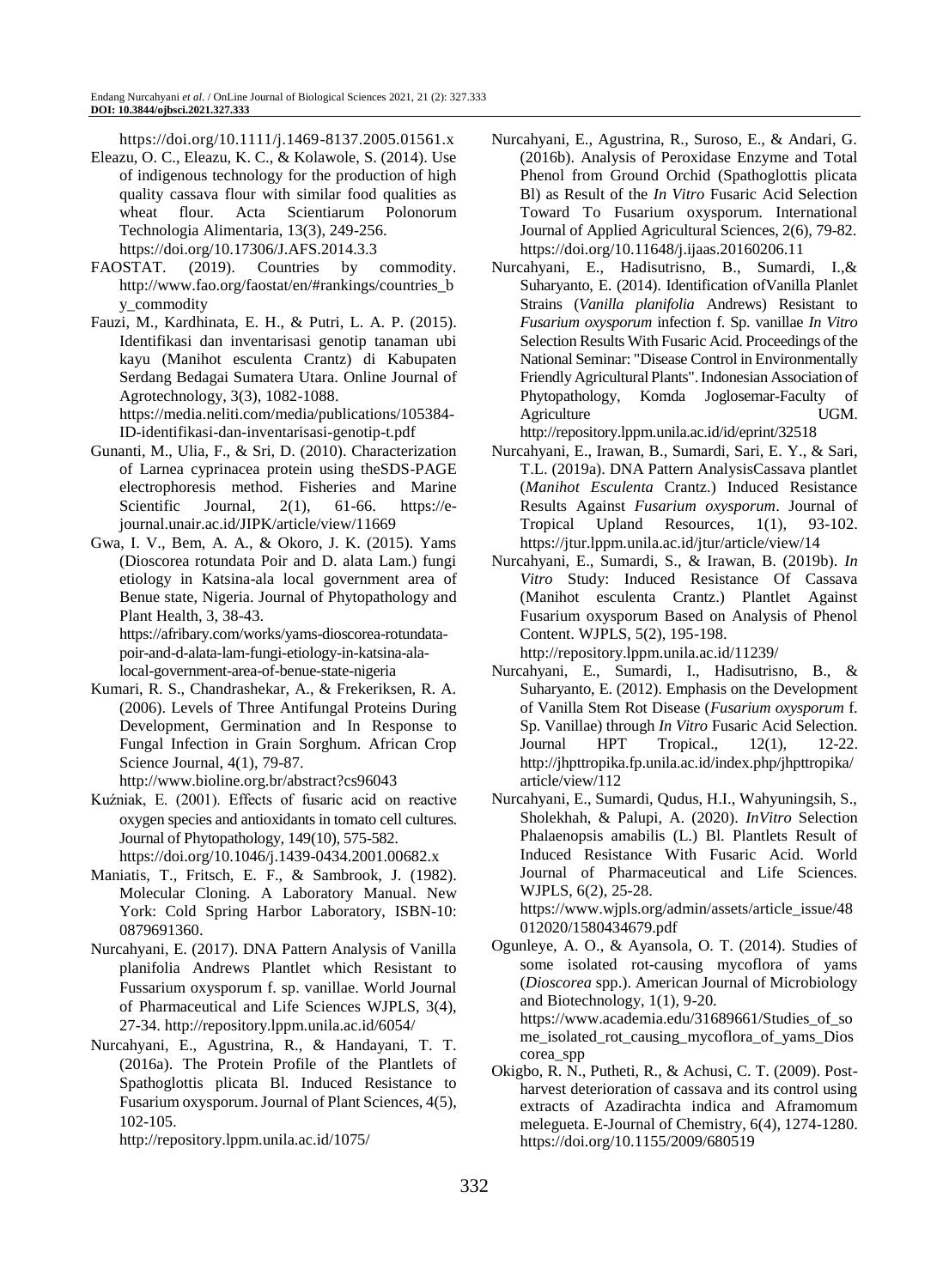https://doi.org/10.1111/j.1469-8137.2005.01561.x

Eleazu, O. C., Eleazu, K. C., & Kolawole, S. (2014). Use of indigenous technology for the production of high quality cassava flour with similar food qualities as wheat flour. Acta Scientiarum Polonorum Technologia Alimentaria, 13(3), 249-256. https://doi.org/10.17306/J.AFS.2014.3.3

FAOSTAT. (2019). Countries by commodity. http://www.fao.org/faostat/en/#rankings/countries_by_commodity

Fauzi, M., Kardhinata, E. H., & Putri, L. A. P. (2015). Identifikasi dan inventarisasi genotip tanaman ubi kayu (Manihot esculenta Crantz) di Kabupaten Serdang Bedagai Sumatera Utara. Online Journal of Agrotechnology, 3(3), 1082-1088. https://media.neliti.com/media/publications/105384-ID-identifikasi-dan-inventarisasi-genotip-t.pdf

Gunanti, M., Ulia, F., & Sri, D. (2010). Characterization of Larnea cyprinacea protein using theSDS-PAGE electrophoresis method. Fisheries and Marine Scientific Journal, 2(1), 61-66. https://e-journal.unair.ac.id/JIPK/article/view/11669

Gwa, I. V., Bem, A. A., & Okoro, J. K. (2015). Yams (Dioscorea rotundata Poir and D. alata Lam.) fungi etiology in Katsina-ala local government area of Benue state, Nigeria. Journal of Phytopathology and Plant Health, 3, 38-43. https://afribary.com/works/yams-dioscorea-rotundata-poir-and-d-alata-lam-fungi-etiology-in-katsina-ala-local-government-area-of-benue-state-nigeria

Kumari, R. S., Chandrashekar, A., & Frekeriksen, R. A. (2006). Levels of Three Antifungal Proteins During Development, Germination and In Response to Fungal Infection in Grain Sorghum. African Crop Science Journal, 4(1), 79-87. http://www.bioline.org.br/abstract?cs96043

Kuźniak, E. (2001). Effects of fusaric acid on reactive oxygen species and antioxidants in tomato cell cultures. Journal of Phytopathology, 149(10), 575-582. https://doi.org/10.1046/j.1439-0434.2001.00682.x

Maniatis, T., Fritsch, E. F., & Sambrook, J. (1982). Molecular Cloning. A Laboratory Manual. New York: Cold Spring Harbor Laboratory, ISBN-10: 0879691360.

Nurcahyani, E. (2017). DNA Pattern Analysis of Vanilla planifolia Andrews Plantlet which Resistant to Fussarium oxysporum f. sp. vanillae. World Journal of Pharmaceutical and Life Sciences WJPLS, 3(4), 27-34. http://repository.lppm.unila.ac.id/6054/

Nurcahyani, E., Agustrina, R., & Handayani, T. T. (2016a). The Protein Profile of the Plantlets of Spathoglottis plicata Bl. Induced Resistance to Fusarium oxysporum. Journal of Plant Sciences, 4(5), 102-105. http://repository.lppm.unila.ac.id/1075/

Nurcahyani, E., Agustrina, R., Suroso, E., & Andari, G. (2016b). Analysis of Peroxidase Enzyme and Total Phenol from Ground Orchid (Spathoglottis plicata Bl) as Result of the *In Vitro* Fusaric Acid Selection Toward To Fusarium oxysporum. International Journal of Applied Agricultural Sciences, 2(6), 79-82. https://doi.org/10.11648/j.ijaas.20160206.11

Nurcahyani, E., Hadisutrisno, B., Sumardi, I.,& Suharyanto, E. (2014). Identification ofVanilla Planlet Strains (*Vanilla planifolia* Andrews) Resistant to *Fusarium oxysporum* infection f. Sp. vanillae *In Vitro* Selection Results With Fusaric Acid. Proceedings of the National Seminar: "Disease Control in Environmentally Friendly Agricultural Plants". Indonesian Association of Phytopathology, Komda Joglosemar-Faculty of Agriculture UGM. http://repository.lppm.unila.ac.id/id/eprint/32518

Nurcahyani, E., Irawan, B., Sumardi, Sari, E. Y., & Sari, T.L. (2019a). DNA Pattern AnalysisCassava plantlet (*Manihot Esculenta* Crantz.) Induced Resistance Results Against *Fusarium oxysporum*. Journal of Tropical Upland Resources, 1(1), 93-102. https://jtur.lppm.unila.ac.id/jtur/article/view/14

Nurcahyani, E., Sumardi, S., & Irawan, B. (2019b). *In Vitro* Study: Induced Resistance Of Cassava (Manihot esculenta Crantz.) Plantlet Against Fusarium oxysporum Based on Analysis of Phenol Content. WJPLS, 5(2), 195-198. http://repository.lppm.unila.ac.id/11239/

Nurcahyani, E., Sumardi, I., Hadisutrisno, B., & Suharyanto, E. (2012). Emphasis on the Development of Vanilla Stem Rot Disease (*Fusarium oxysporum* f. Sp. Vanillae) through *In Vitro* Fusaric Acid Selection. Journal HPT Tropical., 12(1), 12-22. http://jhpttropika.fp.unila.ac.id/index.php/jhpttropika/article/view/112

Nurcahyani, E., Sumardi, Qudus, H.I., Wahyuningsih, S., Sholekhah, & Palupi, A. (2020). *InVitro* Selection Phalaenopsis amabilis (L.) Bl. Plantlets Result of Induced Resistance With Fusaric Acid. World Journal of Pharmaceutical and Life Sciences. WJPLS, 6(2), 25-28. https://www.wjpls.org/admin/assets/article_issue/48012020/1580434679.pdf

Ogunleye, A. O., & Ayansola, O. T. (2014). Studies of some isolated rot-causing mycoflora of yams (*Dioscorea* spp.). American Journal of Microbiology and Biotechnology, 1(1), 9-20. https://www.academia.edu/31689661/Studies_of_some_isolated_rot_causing_mycoflora_of_yams_Dioscorea_spp

Okigbo, R. N., Putheti, R., & Achusi, C. T. (2009). Post-harvest deterioration of cassava and its control using extracts of Azadirachta indica and Aframomum melegueta. E-Journal of Chemistry, 6(4), 1274-1280. https://doi.org/10.1155/2009/680519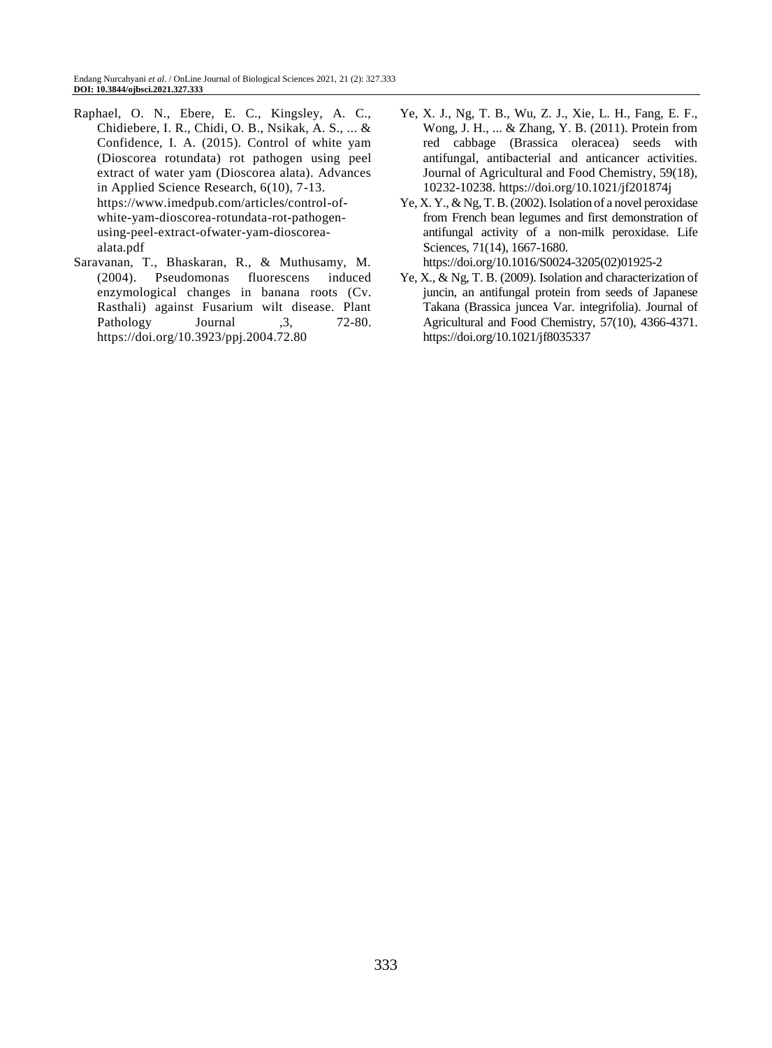Raphael, O. N., Ebere, E. C., Kingsley, A. C., Chidiebere, I. R., Chidi, O. B., Nsikak, A. S., ... & Confidence, I. A. (2015). Control of white yam (Dioscorea rotundata) rot pathogen using peel extract of water yam (Dioscorea alata). Advances in Applied Science Research, 6(10), 7-13. https://www.imedpub.com/articles/control-of-white-yam-dioscorea-rotundata-rot-pathogen-using-peel-extract-ofwater-yam-dioscorea-alata.pdf

Saravanan, T., Bhaskaran, R., & Muthusamy, M. (2004). Pseudomonas fluorescens induced enzymological changes in banana roots (Cv. Rasthali) against Fusarium wilt disease. Plant Pathology Journal ,3, 72-80. https://doi.org/10.3923/ppj.2004.72.80

Ye, X. J., Ng, T. B., Wu, Z. J., Xie, L. H., Fang, E. F., Wong, J. H., ... & Zhang, Y. B. (2011). Protein from red cabbage (Brassica oleracea) seeds with antifungal, antibacterial and anticancer activities. Journal of Agricultural and Food Chemistry, 59(18), 10232-10238. https://doi.org/10.1021/jf201874j

Ye, X. Y., & Ng, T. B. (2002). Isolation of a novel peroxidase from French bean legumes and first demonstration of antifungal activity of a non-milk peroxidase. Life Sciences, 71(14), 1667-1680. https://doi.org/10.1016/S0024-3205(02)01925-2

Ye, X., & Ng, T. B. (2009). Isolation and characterization of juncin, an antifungal protein from seeds of Japanese Takana (Brassica juncea Var. integrifolia). Journal of Agricultural and Food Chemistry, 57(10), 4366-4371. https://doi.org/10.1021/jf8035337